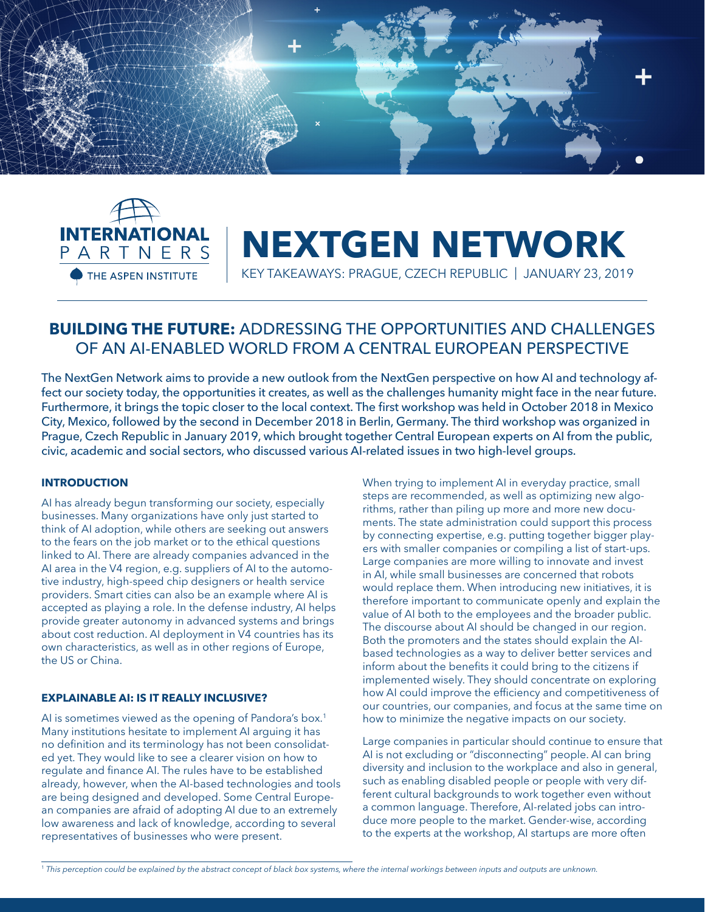INTERNATIONAL PARTNERS
THE ASPEN INSTITUTE

# NEXTGEN NETWORK

KEY TAKEAWAYS: PRAGUE, CZECH REPUBLIC | JANUARY 23, 2019

## BUILDING THE FUTURE: ADDRESSING THE OPPORTUNITIES AND CHALLENGES OF AN AI-ENABLED WORLD FROM A CENTRAL EUROPEAN PERSPECTIVE

The NextGen Network aims to provide a new outlook from the NextGen perspective on how AI and technology affect our society today, the opportunities it creates, as well as the challenges humanity might face in the near future. Furthermore, it brings the topic closer to the local context. The first workshop was held in October 2018 in Mexico City, Mexico, followed by the second in December 2018 in Berlin, Germany. The third workshop was organized in Prague, Czech Republic in January 2019, which brought together Central European experts on AI from the public, civic, academic and social sectors, who discussed various AI-related issues in two high-level groups.

### INTRODUCTION

AI has already begun transforming our society, especially businesses. Many organizations have only just started to think of AI adoption, while others are seeking out answers to the fears on the job market or to the ethical questions linked to AI. There are already companies advanced in the AI area in the V4 region, e.g. suppliers of AI to the automotive industry, high-speed chip designers or health service providers. Smart cities can also be an example where AI is accepted as playing a role. In the defense industry, AI helps provide greater autonomy in advanced systems and brings about cost reduction. AI deployment in V4 countries has its own characteristics, as well as in other regions of Europe, the US or China.

### EXPLAINABLE AI: IS IT REALLY INCLUSIVE?

AI is sometimes viewed as the opening of Pandora's box.[1] Many institutions hesitate to implement AI arguing it has no definition and its terminology has not been consolidated yet. They would like to see a clearer vision on how to regulate and finance AI. The rules have to be established already, however, when the AI-based technologies and tools are being designed and developed. Some Central European companies are afraid of adopting AI due to an extremely low awareness and lack of knowledge, according to several representatives of businesses who were present.

When trying to implement AI in everyday practice, small steps are recommended, as well as optimizing new algorithms, rather than piling up more and more new documents. The state administration could support this process by connecting expertise, e.g. putting together bigger players with smaller companies or compiling a list of start-ups. Large companies are more willing to innovate and invest in AI, while small businesses are concerned that robots would replace them. When introducing new initiatives, it is therefore important to communicate openly and explain the value of AI both to the employees and the broader public. The discourse about AI should be changed in our region. Both the promoters and the states should explain the AI-based technologies as a way to deliver better services and inform about the benefits it could bring to the citizens if implemented wisely. They should concentrate on exploring how AI could improve the efficiency and competitiveness of our countries, our companies, and focus at the same time on how to minimize the negative impacts on our society.

Large companies in particular should continue to ensure that AI is not excluding or "disconnecting" people. AI can bring diversity and inclusion to the workplace and also in general, such as enabling disabled people or people with very different cultural backgrounds to work together even without a common language. Therefore, AI-related jobs can introduce more people to the market. Gender-wise, according to the experts at the workshop, AI startups are more often

[1] *This perception could be explained by the abstract concept of black box systems, where the internal workings between inputs and outputs are unknown.*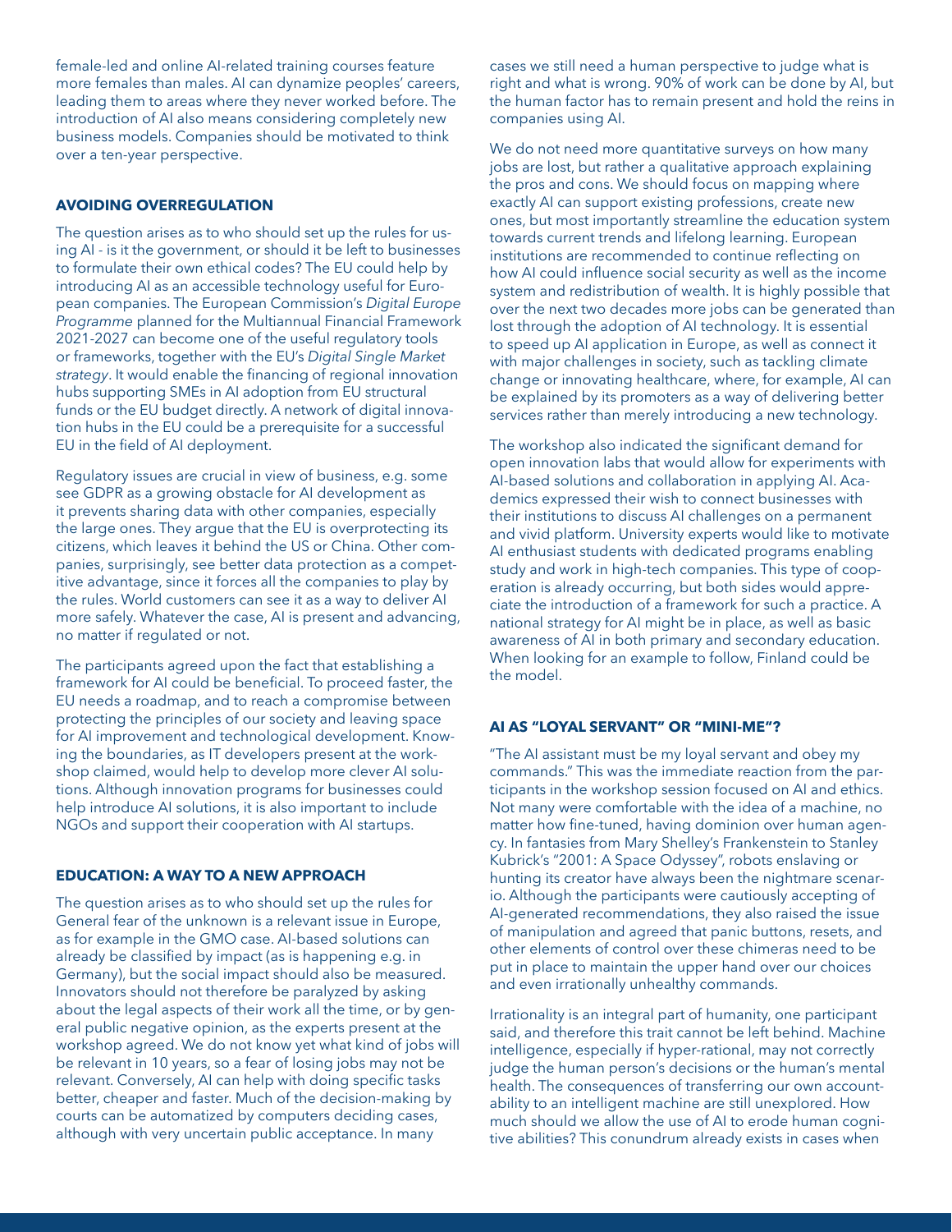female-led and online AI-related training courses feature more females than males. AI can dynamize peoples' careers, leading them to areas where they never worked before. The introduction of AI also means considering completely new business models. Companies should be motivated to think over a ten-year perspective.

### AVOIDING OVERREGULATION

The question arises as to who should set up the rules for using AI - is it the government, or should it be left to businesses to formulate their own ethical codes? The EU could help by introducing AI as an accessible technology useful for European companies. The European Commission's *Digital Europe Programme* planned for the Multiannual Financial Framework 2021-2027 can become one of the useful regulatory tools or frameworks, together with the EU's *Digital Single Market strategy*. It would enable the financing of regional innovation hubs supporting SMEs in AI adoption from EU structural funds or the EU budget directly. A network of digital innovation hubs in the EU could be a prerequisite for a successful EU in the field of AI deployment.

Regulatory issues are crucial in view of business, e.g. some see GDPR as a growing obstacle for AI development as it prevents sharing data with other companies, especially the large ones. They argue that the EU is overprotecting its citizens, which leaves it behind the US or China. Other companies, surprisingly, see better data protection as a competitive advantage, since it forces all the companies to play by the rules. World customers can see it as a way to deliver AI more safely. Whatever the case, AI is present and advancing, no matter if regulated or not.

The participants agreed upon the fact that establishing a framework for AI could be beneficial. To proceed faster, the EU needs a roadmap, and to reach a compromise between protecting the principles of our society and leaving space for AI improvement and technological development. Knowing the boundaries, as IT developers present at the workshop claimed, would help to develop more clever AI solutions. Although innovation programs for businesses could help introduce AI solutions, it is also important to include NGOs and support their cooperation with AI startups.

### EDUCATION: A WAY TO A NEW APPROACH

The question arises as to who should set up the rules for General fear of the unknown is a relevant issue in Europe, as for example in the GMO case. AI-based solutions can already be classified by impact (as is happening e.g. in Germany), but the social impact should also be measured. Innovators should not therefore be paralyzed by asking about the legal aspects of their work all the time, or by general public negative opinion, as the experts present at the workshop agreed. We do not know yet what kind of jobs will be relevant in 10 years, so a fear of losing jobs may not be relevant. Conversely, AI can help with doing specific tasks better, cheaper and faster. Much of the decision-making by courts can be automatized by computers deciding cases, although with very uncertain public acceptance. In many cases we still need a human perspective to judge what is right and what is wrong. 90% of work can be done by AI, but the human factor has to remain present and hold the reins in companies using AI.

We do not need more quantitative surveys on how many jobs are lost, but rather a qualitative approach explaining the pros and cons. We should focus on mapping where exactly AI can support existing professions, create new ones, but most importantly streamline the education system towards current trends and lifelong learning. European institutions are recommended to continue reflecting on how AI could influence social security as well as the income system and redistribution of wealth. It is highly possible that over the next two decades more jobs can be generated than lost through the adoption of AI technology. It is essential to speed up AI application in Europe, as well as connect it with major challenges in society, such as tackling climate change or innovating healthcare, where, for example, AI can be explained by its promoters as a way of delivering better services rather than merely introducing a new technology.

The workshop also indicated the significant demand for open innovation labs that would allow for experiments with AI-based solutions and collaboration in applying AI. Academics expressed their wish to connect businesses with their institutions to discuss AI challenges on a permanent and vivid platform. University experts would like to motivate AI enthusiast students with dedicated programs enabling study and work in high-tech companies. This type of cooperation is already occurring, but both sides would appreciate the introduction of a framework for such a practice. A national strategy for AI might be in place, as well as basic awareness of AI in both primary and secondary education. When looking for an example to follow, Finland could be the model.

### AI AS "LOYAL SERVANT" OR "MINI-ME"?

"The AI assistant must be my loyal servant and obey my commands." This was the immediate reaction from the participants in the workshop session focused on AI and ethics. Not many were comfortable with the idea of a machine, no matter how fine-tuned, having dominion over human agency. In fantasies from Mary Shelley's Frankenstein to Stanley Kubrick's "2001: A Space Odyssey", robots enslaving or hunting its creator have always been the nightmare scenario. Although the participants were cautiously accepting of AI-generated recommendations, they also raised the issue of manipulation and agreed that panic buttons, resets, and other elements of control over these chimeras need to be put in place to maintain the upper hand over our choices and even irrationally unhealthy commands.

Irrationality is an integral part of humanity, one participant said, and therefore this trait cannot be left behind. Machine intelligence, especially if hyper-rational, may not correctly judge the human person's decisions or the human's mental health. The consequences of transferring our own accountability to an intelligent machine are still unexplored. How much should we allow the use of AI to erode human cognitive abilities? This conundrum already exists in cases when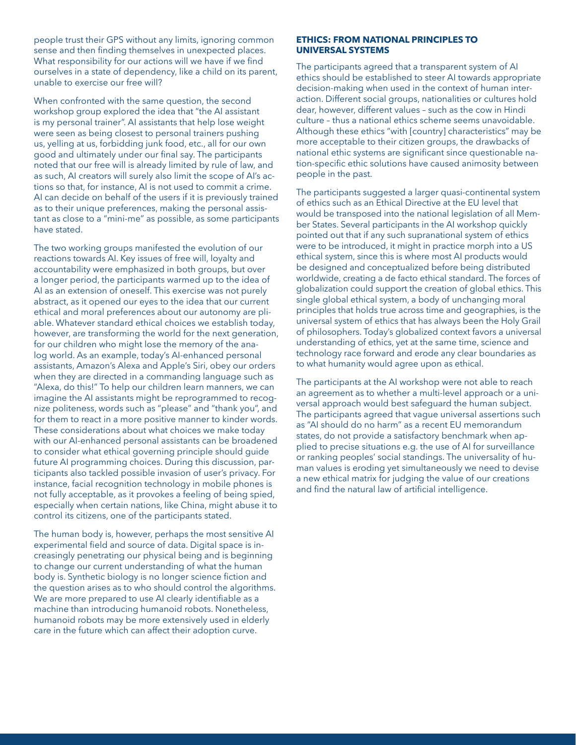people trust their GPS without any limits, ignoring common sense and then finding themselves in unexpected places. What responsibility for our actions will we have if we find ourselves in a state of dependency, like a child on its parent, unable to exercise our free will?

When confronted with the same question, the second workshop group explored the idea that "the AI assistant is my personal trainer". AI assistants that help lose weight were seen as being closest to personal trainers pushing us, yelling at us, forbidding junk food, etc., all for our own good and ultimately under our final say. The participants noted that our free will is already limited by rule of law, and as such, AI creators will surely also limit the scope of AI's actions so that, for instance, AI is not used to commit a crime. AI can decide on behalf of the users if it is previously trained as to their unique preferences, making the personal assistant as close to a "mini-me" as possible, as some participants have stated.

The two working groups manifested the evolution of our reactions towards AI. Key issues of free will, loyalty and accountability were emphasized in both groups, but over a longer period, the participants warmed up to the idea of AI as an extension of oneself. This exercise was not purely abstract, as it opened our eyes to the idea that our current ethical and moral preferences about our autonomy are pliable. Whatever standard ethical choices we establish today, however, are transforming the world for the next generation, for our children who might lose the memory of the analog world. As an example, today's AI-enhanced personal assistants, Amazon's Alexa and Apple's Siri, obey our orders when they are directed in a commanding language such as "Alexa, do this!" To help our children learn manners, we can imagine the AI assistants might be reprogrammed to recognize politeness, words such as "please" and "thank you", and for them to react in a more positive manner to kinder words. These considerations about what choices we make today with our AI-enhanced personal assistants can be broadened to consider what ethical governing principle should guide future AI programming choices. During this discussion, participants also tackled possible invasion of user's privacy. For instance, facial recognition technology in mobile phones is not fully acceptable, as it provokes a feeling of being spied, especially when certain nations, like China, might abuse it to control its citizens, one of the participants stated.

The human body is, however, perhaps the most sensitive AI experimental field and source of data. Digital space is increasingly penetrating our physical being and is beginning to change our current understanding of what the human body is. Synthetic biology is no longer science fiction and the question arises as to who should control the algorithms. We are more prepared to use AI clearly identifiable as a machine than introducing humanoid robots. Nonetheless, humanoid robots may be more extensively used in elderly care in the future which can affect their adoption curve.

## ETHICS: FROM NATIONAL PRINCIPLES TO UNIVERSAL SYSTEMS

The participants agreed that a transparent system of AI ethics should be established to steer AI towards appropriate decision-making when used in the context of human interaction. Different social groups, nationalities or cultures hold dear, however, different values – such as the cow in Hindi culture – thus a national ethics scheme seems unavoidable. Although these ethics "with [country] characteristics" may be more acceptable to their citizen groups, the drawbacks of national ethic systems are significant since questionable nation-specific ethic solutions have caused animosity between people in the past.

The participants suggested a larger quasi-continental system of ethics such as an Ethical Directive at the EU level that would be transposed into the national legislation of all Member States. Several participants in the AI workshop quickly pointed out that if any such supranational system of ethics were to be introduced, it might in practice morph into a US ethical system, since this is where most AI products would be designed and conceptualized before being distributed worldwide, creating a de facto ethical standard. The forces of globalization could support the creation of global ethics. This single global ethical system, a body of unchanging moral principles that holds true across time and geographies, is the universal system of ethics that has always been the Holy Grail of philosophers. Today's globalized context favors a universal understanding of ethics, yet at the same time, science and technology race forward and erode any clear boundaries as to what humanity would agree upon as ethical.

The participants at the AI workshop were not able to reach an agreement as to whether a multi-level approach or a universal approach would best safeguard the human subject. The participants agreed that vague universal assertions such as "AI should do no harm" as a recent EU memorandum states, do not provide a satisfactory benchmark when applied to precise situations e.g. the use of AI for surveillance or ranking peoples' social standings. The universality of human values is eroding yet simultaneously we need to devise a new ethical matrix for judging the value of our creations and find the natural law of artificial intelligence.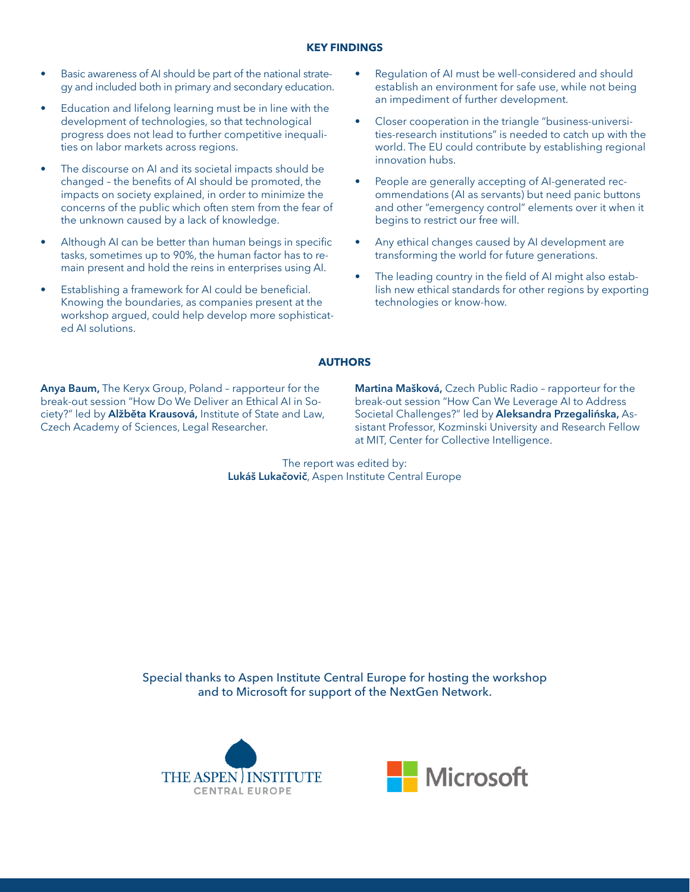## KEY FINDINGS

- Basic awareness of AI should be part of the national strategy and included both in primary and secondary education.
- Education and lifelong learning must be in line with the development of technologies, so that technological progress does not lead to further competitive inequalities on labor markets across regions.
- The discourse on AI and its societal impacts should be changed – the benefits of AI should be promoted, the impacts on society explained, in order to minimize the concerns of the public which often stem from the fear of the unknown caused by a lack of knowledge.
- Although AI can be better than human beings in specific tasks, sometimes up to 90%, the human factor has to remain present and hold the reins in enterprises using AI.
- Establishing a framework for AI could be beneficial. Knowing the boundaries, as companies present at the workshop argued, could help develop more sophisticated AI solutions.
- Regulation of AI must be well-considered and should establish an environment for safe use, while not being an impediment of further development.
- Closer cooperation in the triangle "business-universities-research institutions" is needed to catch up with the world. The EU could contribute by establishing regional innovation hubs.
- People are generally accepting of AI-generated recommendations (AI as servants) but need panic buttons and other "emergency control" elements over it when it begins to restrict our free will.
- Any ethical changes caused by AI development are transforming the world for future generations.
- The leading country in the field of AI might also establish new ethical standards for other regions by exporting technologies or know-how.

## AUTHORS

**Anya Baum,** The Keryx Group, Poland – rapporteur for the break-out session "How Do We Deliver an Ethical AI in Society?" led by **Alžběta Krausová,** Institute of State and Law, Czech Academy of Sciences, Legal Researcher.

**Martina Mašková,** Czech Public Radio – rapporteur for the break-out session "How Can We Leverage AI to Address Societal Challenges?" led by **Aleksandra Przegalińska,** Assistant Professor, Kozminski University and Research Fellow at MIT, Center for Collective Intelligence.

The report was edited by:
**Lukáš Lukačovič**, Aspen Institute Central Europe

Special thanks to Aspen Institute Central Europe for hosting the workshop and to Microsoft for support of the NextGen Network.

THE ASPEN INSTITUTE CENTRAL EUROPE

Microsoft